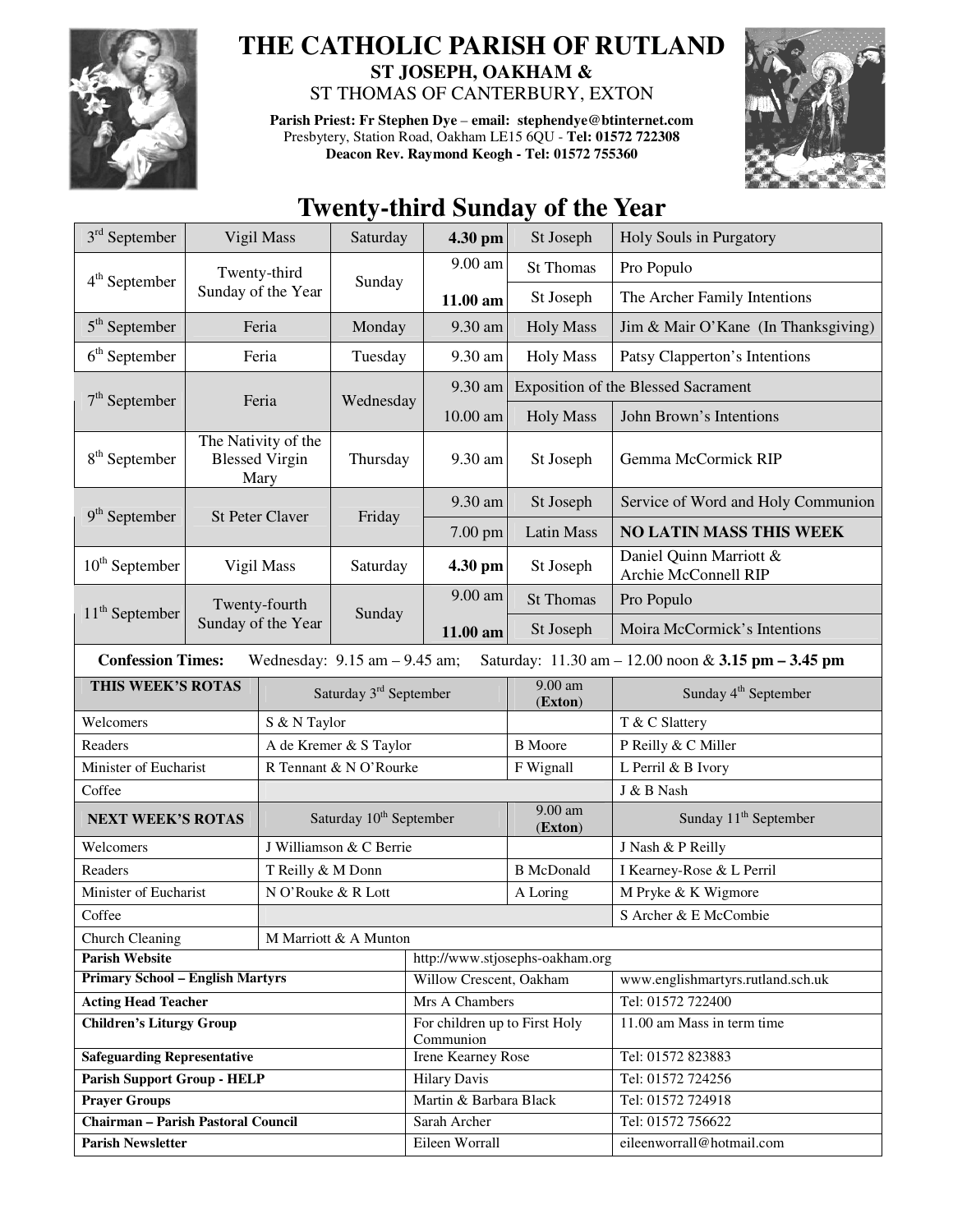# THE CATHOLIC PARISH OF RUTLAND

**ST JOSEPH, OAKHAM &**

ST THOMAS OF CANTERBURY, EXTON

**Parish Priest: Fr Stephen Dye** – **email: stephendye@btinternet.com**
Presbytery, Station Road, Oakham LE15 6QU - **Tel: 01572 722308**
**Deacon Rev. Raymond Keogh - Tel: 01572 755360**

## Twenty-third Sunday of the Year

| Date | Celebration | Day | Time | Place | Intention |
|---|---|---|---|---|---|
| 3rd September | Vigil Mass | Saturday | **4.30 pm** | St Joseph | Holy Souls in Purgatory |
| 4th September | Twenty-third Sunday of the Year | Sunday | 9.00 am | St Thomas | Pro Populo |
| | | | **11.00 am** | St Joseph | The Archer Family Intentions |
| 5th September | Feria | Monday | 9.30 am | Holy Mass | Jim & Mair O'Kane (In Thanksgiving) |
| 6th September | Feria | Tuesday | 9.30 am | Holy Mass | Patsy Clapperton's Intentions |
| 7th September | Feria | Wednesday | 9.30 am | Exposition of the Blessed Sacrament | |
| | | | 10.00 am | Holy Mass | John Brown's Intentions |
| 8th September | The Nativity of the Blessed Virgin Mary | Thursday | 9.30 am | St Joseph | Gemma McCormick RIP |
| 9th September | St Peter Claver | Friday | 9.30 am | St Joseph | Service of Word and Holy Communion |
| | | | 7.00 pm | Latin Mass | **NO LATIN MASS THIS WEEK** |
| 10th September | Vigil Mass | Saturday | **4.30 pm** | St Joseph | Daniel Quinn Marriott & Archie McConnell RIP |
| 11th September | Twenty-fourth Sunday of the Year | Sunday | 9.00 am | St Thomas | Pro Populo |
| | | | **11.00 am** | St Joseph | Moira McCormick's Intentions |

**Confession Times:** Wednesday: 9.15 am – 9.45 am; Saturday: 11.30 am – 12.00 noon & **3.15 pm – 3.45 pm**

| **THIS WEEK'S ROTAS** | Saturday 3rd September | 9.00 am (**Exton**) | Sunday 4th September |
|---|---|---|---|
| Welcomers | S & N Taylor | | T & C Slattery |
| Readers | A de Kremer & S Taylor | B Moore | P Reilly & C Miller |
| Minister of Eucharist | R Tennant & N O'Rourke | F Wignall | L Perril & B Ivory |
| Coffee | | | J & B Nash |
| **NEXT WEEK'S ROTAS** | Saturday 10th September | 9.00 am (**Exton**) | Sunday 11th September |
| Welcomers | J Williamson & C Berrie | | J Nash & P Reilly |
| Readers | T Reilly & M Donn | B McDonald | I Kearney-Rose & L Perril |
| Minister of Eucharist | N O'Rouke & R Lott | A Loring | M Pryke & K Wigmore |
| Coffee | | | S Archer & E McCombie |
| Church Cleaning | M Marriott & A Munton | | |

| | | |
|---|---|---|
| **Parish Website** | http://www.stjosephs-oakham.org | |
| **Primary School – English Martyrs** | Willow Crescent, Oakham | www.englishmartyrs.rutland.sch.uk |
| **Acting Head Teacher** | Mrs A Chambers | Tel: 01572 722400 |
| **Children's Liturgy Group** | For children up to First Holy Communion | 11.00 am Mass in term time |
| **Safeguarding Representative** | Irene Kearney Rose | Tel: 01572 823883 |
| **Parish Support Group - HELP** | Hilary Davis | Tel: 01572 724256 |
| **Prayer Groups** | Martin & Barbara Black | Tel: 01572 724918 |
| **Chairman – Parish Pastoral Council** | Sarah Archer | Tel: 01572 756622 |
| **Parish Newsletter** | Eileen Worrall | eileenworrall@hotmail.com |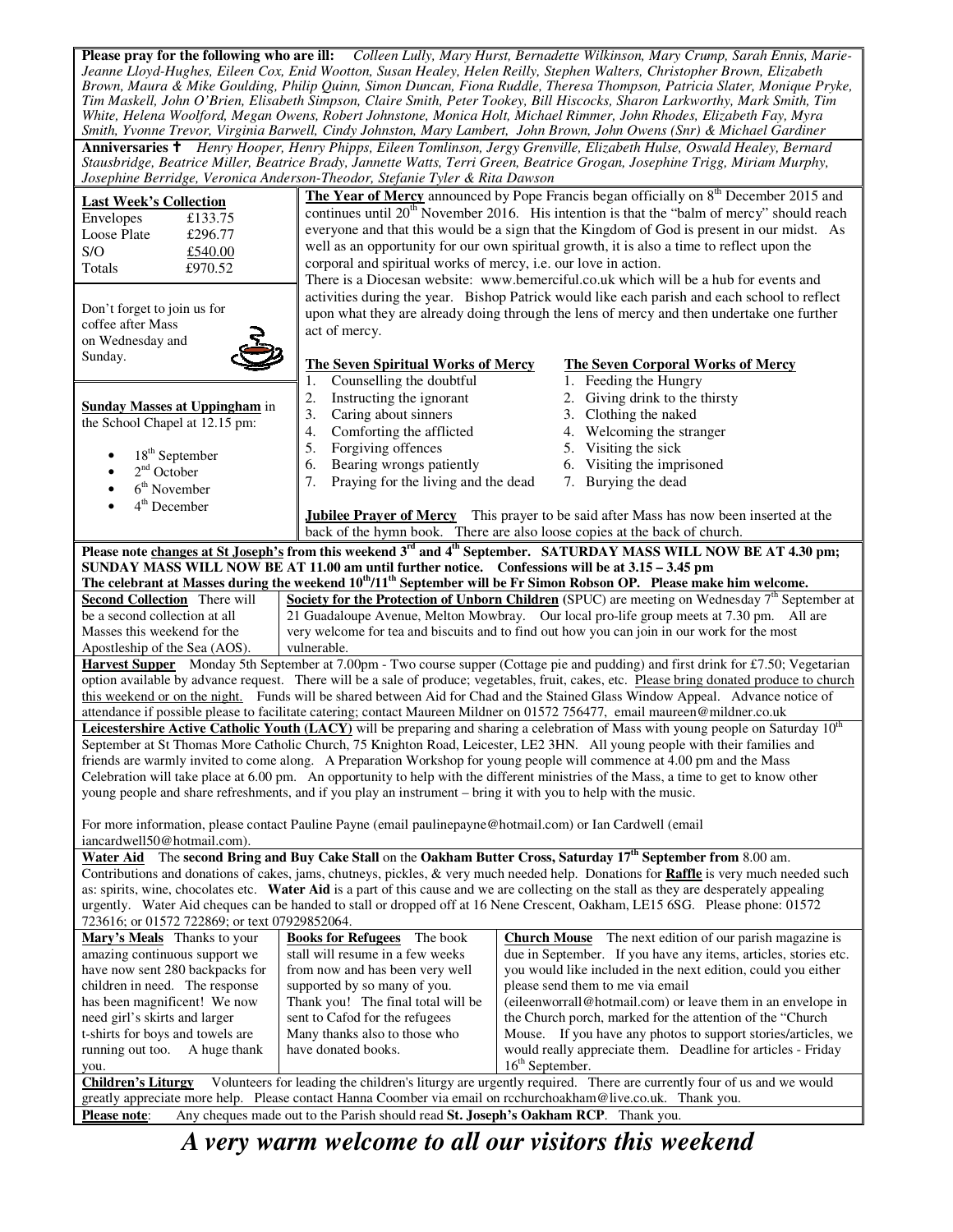**Please pray for the following who are ill:** *Colleen Lully, Mary Hurst, Bernadette Wilkinson, Mary Crump, Sarah Ennis, Marie-Jeanne Lloyd-Hughes, Eileen Cox, Enid Wootton, Susan Healey, Helen Reilly, Stephen Walters, Christopher Brown, Elizabeth Brown, Maura & Mike Goulding, Philip Quinn, Simon Duncan, Fiona Ruddle, Theresa Thompson, Patricia Slater, Monique Pryke, Tim Maskell, John O'Brien, Elisabeth Simpson, Claire Smith, Peter Tookey, Bill Hiscocks, Sharon Larkworthy, Mark Smith, Tim White, Helena Woolford, Megan Owens, Robert Johnstone, Monica Holt, Michael Rimmer, John Rhodes, Elizabeth Fay, Myra Smith, Yvonne Trevor, Virginia Barwell, Cindy Johnston, Mary Lambert, John Brown, John Owens (Snr) & Michael Gardiner*

**Anniversaries ✝** *Henry Hooper, Henry Phipps, Eileen Tomlinson, Jergy Grenville, Elizabeth Hulse, Oswald Healey, Bernard Stausbridge, Beatrice Miller, Beatrice Brady, Jannette Watts, Terri Green, Beatrice Grogan, Josephine Trigg, Miriam Murphy, Josephine Berridge, Veronica Anderson-Theodor, Stefanie Tyler & Rita Dawson*

**Last Week's Collection**

| | |
|---|---|
| Envelopes | £133.75 |
| Loose Plate | £296.77 |
| S/O | £540.00 |
| Totals | £970.52 |

Don't forget to join us for coffee after Mass on Wednesday and Sunday.

**Sunday Masses at Uppingham** in the School Chapel at 12.15 pm:

- 18th September
- 2nd October
- 6th November
- 4th December

**The Year of Mercy** announced by Pope Francis began officially on 8th December 2015 and continues until 20th November 2016. His intention is that the "balm of mercy" should reach everyone and that this would be a sign that the Kingdom of God is present in our midst. As well as an opportunity for our own spiritual growth, it is also a time to reflect upon the corporal and spiritual works of mercy, i.e. our love in action.

There is a Diocesan website: www.bemerciful.co.uk which will be a hub for events and activities during the year. Bishop Patrick would like each parish and each school to reflect upon what they are already doing through the lens of mercy and then undertake one further act of mercy.

**The Seven Spiritual Works of Mercy**

1. Counselling the doubtful
2. Instructing the ignorant
3. Caring about sinners
4. Comforting the afflicted
5. Forgiving offences
6. Bearing wrongs patiently
7. Praying for the living and the dead

**The Seven Corporal Works of Mercy**

1. Feeding the Hungry
2. Giving drink to the thirsty
3. Clothing the naked
4. Welcoming the stranger
5. Visiting the sick
6. Visiting the imprisoned
7. Burying the dead

**Jubilee Prayer of Mercy** This prayer to be said after Mass has now been inserted at the back of the hymn book. There are also loose copies at the back of church.

**Please note changes at St Joseph's from this weekend 3rd and 4th September. SATURDAY MASS WILL NOW BE AT 4.30 pm; SUNDAY MASS WILL NOW BE AT 11.00 am until further notice. Confessions will be at 3.15 – 3.45 pm**
**The celebrant at Masses during the weekend 10th/11th September will be Fr Simon Robson OP. Please make him welcome.**

**Second Collection** There will be a second collection at all Masses this weekend for the Apostleship of the Sea (AOS).

**Society for the Protection of Unborn Children** (SPUC) are meeting on Wednesday 7th September at 21 Guadaloupe Avenue, Melton Mowbray. Our local pro-life group meets at 7.30 pm. All are very welcome for tea and biscuits and to find out how you can join in our work for the most vulnerable.

**Harvest Supper** Monday 5th September at 7.00pm - Two course supper (Cottage pie and pudding) and first drink for £7.50; Vegetarian option available by advance request. There will be a sale of produce; vegetables, fruit, cakes, etc. Please bring donated produce to church this weekend or on the night. Funds will be shared between Aid for Chad and the Stained Glass Window Appeal. Advance notice of attendance if possible please to facilitate catering; contact Maureen Mildner on 01572 756477, email maureen@mildner.co.uk

**Leicestershire Active Catholic Youth (LACY)** will be preparing and sharing a celebration of Mass with young people on Saturday 10th September at St Thomas More Catholic Church, 75 Knighton Road, Leicester, LE2 3HN. All young people with their families and friends are warmly invited to come along. A Preparation Workshop for young people will commence at 4.00 pm and the Mass Celebration will take place at 6.00 pm. An opportunity to help with the different ministries of the Mass, a time to get to know other young people and share refreshments, and if you play an instrument – bring it with you to help with the music.

For more information, please contact Pauline Payne (email paulinepayne@hotmail.com) or Ian Cardwell (email iancardwell50@hotmail.com).

**Water Aid** The **second Bring and Buy Cake Stall** on the **Oakham Butter Cross, Saturday 17th September from** 8.00 am. Contributions and donations of cakes, jams, chutneys, pickles, & very much needed help. Donations for **Raffle** is very much needed such as: spirits, wine, chocolates etc. **Water Aid** is a part of this cause and we are collecting on the stall as they are desperately appealing urgently. Water Aid cheques can be handed to stall or dropped off at 16 Nene Crescent, Oakham, LE15 6SG. Please phone: 01572 723616; or 01572 722869; or text 07929852064.

**Mary's Meals** Thanks to your amazing continuous support we have now sent 280 backpacks for children in need. The response has been magnificent! We now need girl's skirts and larger t-shirts for boys and towels are running out too. A huge thank you.

**Books for Refugees** The book stall will resume in a few weeks from now and has been very well supported by so many of you. Thank you! The final total will be sent to Cafod for the refugees. Many thanks also to those who have donated books.

**Church Mouse** The next edition of our parish magazine is due in September. If you have any items, articles, stories etc. you would like included in the next edition, could you either please send them to me via email (eileenworrall@hotmail.com) or leave them in an envelope in the Church porch, marked for the attention of the "Church Mouse. If you have any photos to support stories/articles, we would really appreciate them. Deadline for articles - Friday 16th September.

**Children's Liturgy** Volunteers for leading the children's liturgy are urgently required. There are currently four of us and we would greatly appreciate more help. Please contact Hanna Coomber via email on rcchurchoakham@live.co.uk. Thank you.

**Please note**: Any cheques made out to the Parish should read **St. Joseph's Oakham RCP**. Thank you.

***A very warm welcome to all our visitors this weekend***